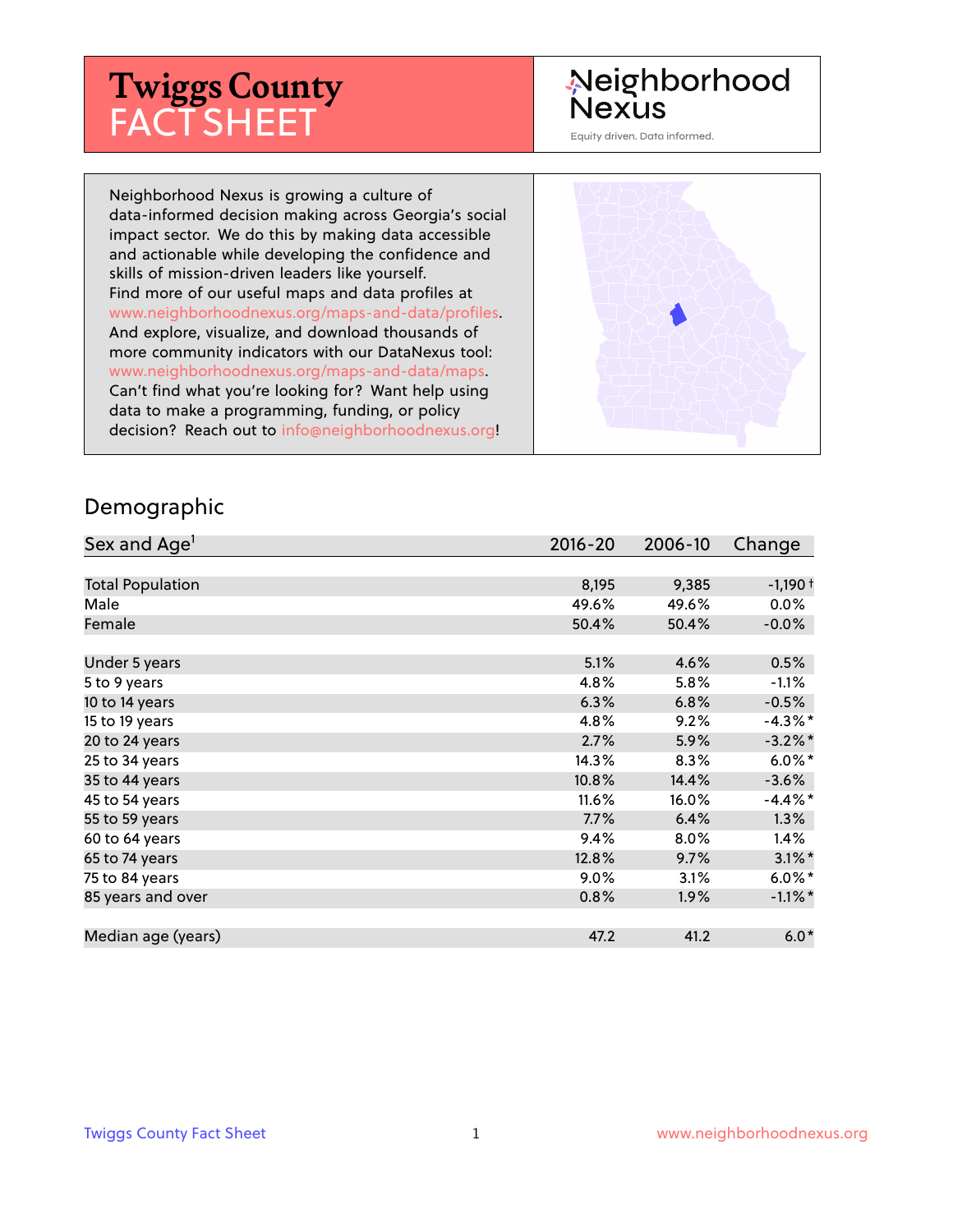# Twiggs County FACT SHEET

Neighborhood Nexus

Equity driven. Data informed.

Neighborhood Nexus is growing a culture of data-informed decision making across Georgia's social impact sector. We do this by making data accessible and actionable while developing the confidence and skills of mission-driven leaders like yourself. Find more of our useful maps and data profiles at www.neighborhoodnexus.org/maps-and-data/profiles. And explore, visualize, and download thousands of more community indicators with our DataNexus tool: www.neighborhoodnexus.org/maps-and-data/maps. Can't find what you're looking for? Want help using data to make a programming, funding, or policy decision? Reach out to info@neighborhoodnexus.org!

## Demographic

| Sex and Age[1] | 2016-20 | 2006-10 | Change |
|---|---|---|---|
| Total Population | 8,195 | 9,385 | -1,190 † |
| Male | 49.6% | 49.6% | 0.0% |
| Female | 50.4% | 50.4% | -0.0% |
| Under 5 years | 5.1% | 4.6% | 0.5% |
| 5 to 9 years | 4.8% | 5.8% | -1.1% |
| 10 to 14 years | 6.3% | 6.8% | -0.5% |
| 15 to 19 years | 4.8% | 9.2% | -4.3%* |
| 20 to 24 years | 2.7% | 5.9% | -3.2%* |
| 25 to 34 years | 14.3% | 8.3% | 6.0%* |
| 35 to 44 years | 10.8% | 14.4% | -3.6% |
| 45 to 54 years | 11.6% | 16.0% | -4.4%* |
| 55 to 59 years | 7.7% | 6.4% | 1.3% |
| 60 to 64 years | 9.4% | 8.0% | 1.4% |
| 65 to 74 years | 12.8% | 9.7% | 3.1%* |
| 75 to 84 years | 9.0% | 3.1% | 6.0%* |
| 85 years and over | 0.8% | 1.9% | -1.1%* |
| Median age (years) | 47.2 | 41.2 | 6.0* |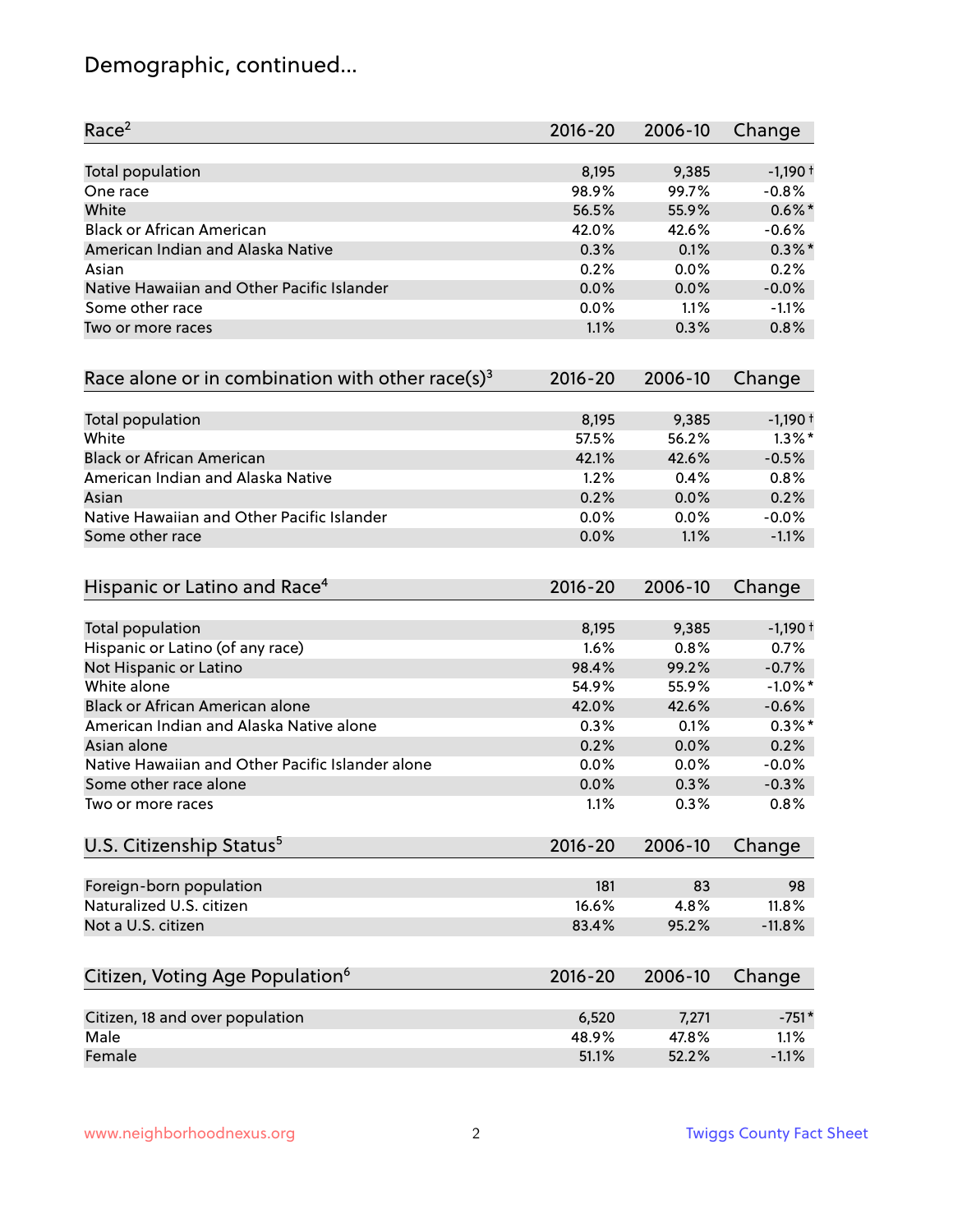# Demographic, continued...

| Race[2] | 2016-20 | 2006-10 | Change |
|---|---|---|---|
| Total population | 8,195 | 9,385 | -1,190 † |
| One race | 98.9% | 99.7% | -0.8% |
| White | 56.5% | 55.9% | 0.6% * |
| Black or African American | 42.0% | 42.6% | -0.6% |
| American Indian and Alaska Native | 0.3% | 0.1% | 0.3% * |
| Asian | 0.2% | 0.0% | 0.2% |
| Native Hawaiian and Other Pacific Islander | 0.0% | 0.0% | -0.0% |
| Some other race | 0.0% | 1.1% | -1.1% |
| Two or more races | 1.1% | 0.3% | 0.8% |

| Race alone or in combination with other race(s)[3] | 2016-20 | 2006-10 | Change |
|---|---|---|---|
| Total population | 8,195 | 9,385 | -1,190 † |
| White | 57.5% | 56.2% | 1.3% * |
| Black or African American | 42.1% | 42.6% | -0.5% |
| American Indian and Alaska Native | 1.2% | 0.4% | 0.8% |
| Asian | 0.2% | 0.0% | 0.2% |
| Native Hawaiian and Other Pacific Islander | 0.0% | 0.0% | -0.0% |
| Some other race | 0.0% | 1.1% | -1.1% |

| Hispanic or Latino and Race[4] | 2016-20 | 2006-10 | Change |
|---|---|---|---|
| Total population | 8,195 | 9,385 | -1,190 † |
| Hispanic or Latino (of any race) | 1.6% | 0.8% | 0.7% |
| Not Hispanic or Latino | 98.4% | 99.2% | -0.7% |
| White alone | 54.9% | 55.9% | -1.0% * |
| Black or African American alone | 42.0% | 42.6% | -0.6% |
| American Indian and Alaska Native alone | 0.3% | 0.1% | 0.3% * |
| Asian alone | 0.2% | 0.0% | 0.2% |
| Native Hawaiian and Other Pacific Islander alone | 0.0% | 0.0% | -0.0% |
| Some other race alone | 0.0% | 0.3% | -0.3% |
| Two or more races | 1.1% | 0.3% | 0.8% |

| U.S. Citizenship Status[5] | 2016-20 | 2006-10 | Change |
|---|---|---|---|
| Foreign-born population | 181 | 83 | 98 |
| Naturalized U.S. citizen | 16.6% | 4.8% | 11.8% |
| Not a U.S. citizen | 83.4% | 95.2% | -11.8% |

| Citizen, Voting Age Population[6] | 2016-20 | 2006-10 | Change |
|---|---|---|---|
| Citizen, 18 and over population | 6,520 | 7,271 | -751 * |
| Male | 48.9% | 47.8% | 1.1% |
| Female | 51.1% | 52.2% | -1.1% |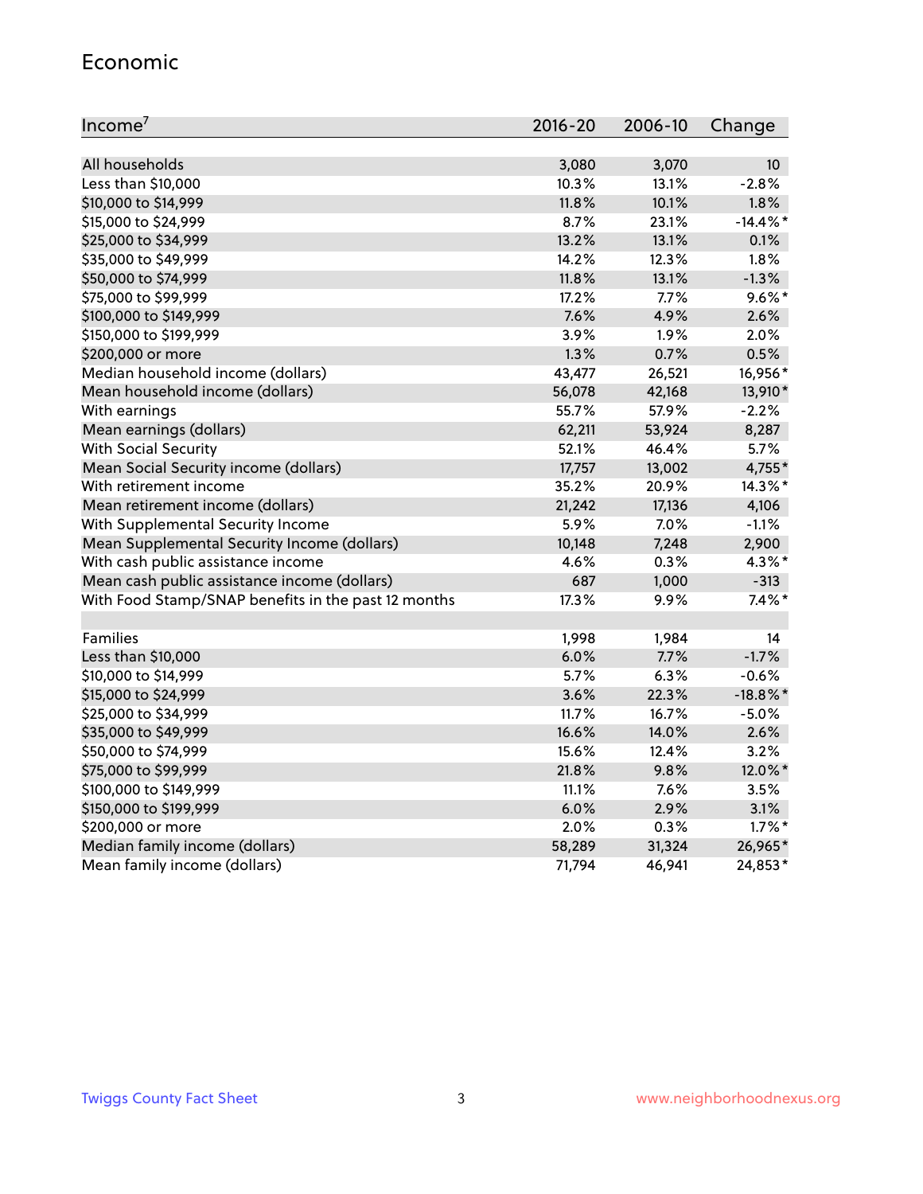## Economic

| Income[7] | 2016-20 | 2006-10 | Change |
| --- | --- | --- | --- |
| All households | 3,080 | 3,070 | 10 |
| Less than $10,000 | 10.3% | 13.1% | -2.8% |
| $10,000 to $14,999 | 11.8% | 10.1% | 1.8% |
| $15,000 to $24,999 | 8.7% | 23.1% | -14.4%* |
| $25,000 to $34,999 | 13.2% | 13.1% | 0.1% |
| $35,000 to $49,999 | 14.2% | 12.3% | 1.8% |
| $50,000 to $74,999 | 11.8% | 13.1% | -1.3% |
| $75,000 to $99,999 | 17.2% | 7.7% | 9.6%* |
| $100,000 to $149,999 | 7.6% | 4.9% | 2.6% |
| $150,000 to $199,999 | 3.9% | 1.9% | 2.0% |
| $200,000 or more | 1.3% | 0.7% | 0.5% |
| Median household income (dollars) | 43,477 | 26,521 | 16,956* |
| Mean household income (dollars) | 56,078 | 42,168 | 13,910* |
| With earnings | 55.7% | 57.9% | -2.2% |
| Mean earnings (dollars) | 62,211 | 53,924 | 8,287 |
| With Social Security | 52.1% | 46.4% | 5.7% |
| Mean Social Security income (dollars) | 17,757 | 13,002 | 4,755* |
| With retirement income | 35.2% | 20.9% | 14.3%* |
| Mean retirement income (dollars) | 21,242 | 17,136 | 4,106 |
| With Supplemental Security Income | 5.9% | 7.0% | -1.1% |
| Mean Supplemental Security Income (dollars) | 10,148 | 7,248 | 2,900 |
| With cash public assistance income | 4.6% | 0.3% | 4.3%* |
| Mean cash public assistance income (dollars) | 687 | 1,000 | -313 |
| With Food Stamp/SNAP benefits in the past 12 months | 17.3% | 9.9% | 7.4%* |
| | | | |
| Families | 1,998 | 1,984 | 14 |
| Less than $10,000 | 6.0% | 7.7% | -1.7% |
| $10,000 to $14,999 | 5.7% | 6.3% | -0.6% |
| $15,000 to $24,999 | 3.6% | 22.3% | -18.8%* |
| $25,000 to $34,999 | 11.7% | 16.7% | -5.0% |
| $35,000 to $49,999 | 16.6% | 14.0% | 2.6% |
| $50,000 to $74,999 | 15.6% | 12.4% | 3.2% |
| $75,000 to $99,999 | 21.8% | 9.8% | 12.0%* |
| $100,000 to $149,999 | 11.1% | 7.6% | 3.5% |
| $150,000 to $199,999 | 6.0% | 2.9% | 3.1% |
| $200,000 or more | 2.0% | 0.3% | 1.7%* |
| Median family income (dollars) | 58,289 | 31,324 | 26,965* |
| Mean family income (dollars) | 71,794 | 46,941 | 24,853* |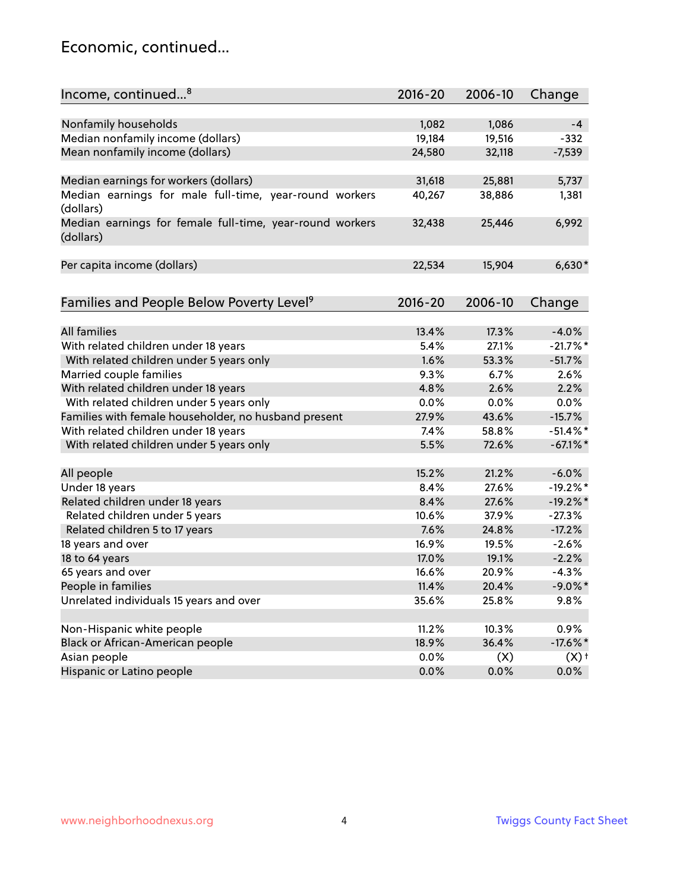## Economic, continued...

| Income, continued...[8] | 2016-20 | 2006-10 | Change |
|---|---|---|---|
| Nonfamily households | 1,082 | 1,086 | -4 |
| Median nonfamily income (dollars) | 19,184 | 19,516 | -332 |
| Mean nonfamily income (dollars) | 24,580 | 32,118 | -7,539 |
| Median earnings for workers (dollars) | 31,618 | 25,881 | 5,737 |
| Median earnings for male full-time, year-round workers (dollars) | 40,267 | 38,886 | 1,381 |
| Median earnings for female full-time, year-round workers (dollars) | 32,438 | 25,446 | 6,992 |
| Per capita income (dollars) | 22,534 | 15,904 | 6,630* |

| Families and People Below Poverty Level[9] | 2016-20 | 2006-10 | Change |
|---|---|---|---|
| All families | 13.4% | 17.3% | -4.0% |
| With related children under 18 years | 5.4% | 27.1% | -21.7%* |
| With related children under 5 years only | 1.6% | 53.3% | -51.7% |
| Married couple families | 9.3% | 6.7% | 2.6% |
| With related children under 18 years | 4.8% | 2.6% | 2.2% |
| With related children under 5 years only | 0.0% | 0.0% | 0.0% |
| Families with female householder, no husband present | 27.9% | 43.6% | -15.7% |
| With related children under 18 years | 7.4% | 58.8% | -51.4%* |
| With related children under 5 years only | 5.5% | 72.6% | -67.1%* |
| All people | 15.2% | 21.2% | -6.0% |
| Under 18 years | 8.4% | 27.6% | -19.2%* |
| Related children under 18 years | 8.4% | 27.6% | -19.2%* |
| Related children under 5 years | 10.6% | 37.9% | -27.3% |
| Related children 5 to 17 years | 7.6% | 24.8% | -17.2% |
| 18 years and over | 16.9% | 19.5% | -2.6% |
| 18 to 64 years | 17.0% | 19.1% | -2.2% |
| 65 years and over | 16.6% | 20.9% | -4.3% |
| People in families | 11.4% | 20.4% | -9.0%* |
| Unrelated individuals 15 years and over | 35.6% | 25.8% | 9.8% |
| Non-Hispanic white people | 11.2% | 10.3% | 0.9% |
| Black or African-American people | 18.9% | 36.4% | -17.6%* |
| Asian people | 0.0% | (X) | (X)† |
| Hispanic or Latino people | 0.0% | 0.0% | 0.0% |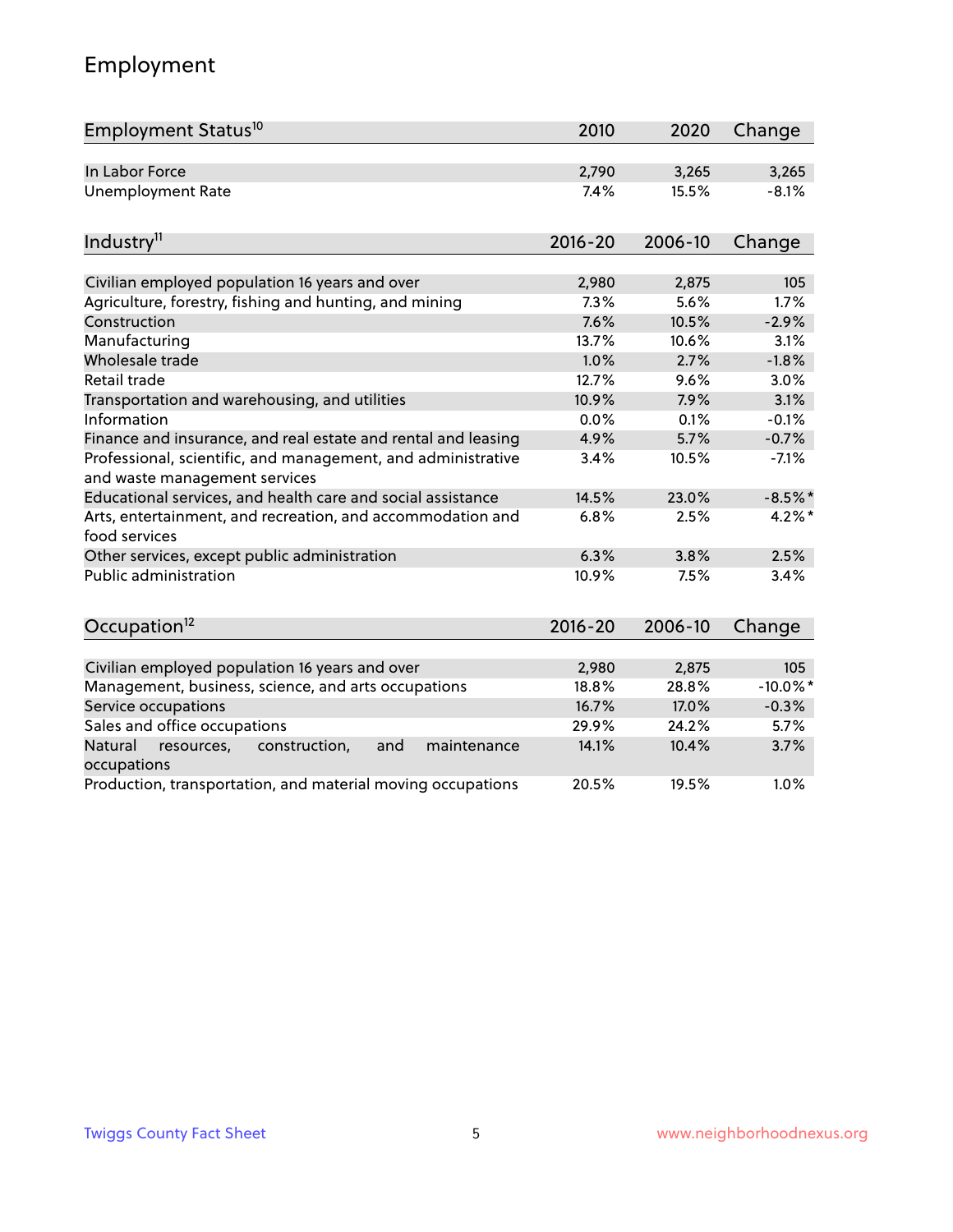## Employment

| Employment Status[10] | 2010 | 2020 | Change |
|---|---|---|---|
| In Labor Force | 2,790 | 3,265 | 3,265 |
| Unemployment Rate | 7.4% | 15.5% | -8.1% |

| Industry[11] | 2016-20 | 2006-10 | Change |
|---|---|---|---|
| Civilian employed population 16 years and over | 2,980 | 2,875 | 105 |
| Agriculture, forestry, fishing and hunting, and mining | 7.3% | 5.6% | 1.7% |
| Construction | 7.6% | 10.5% | -2.9% |
| Manufacturing | 13.7% | 10.6% | 3.1% |
| Wholesale trade | 1.0% | 2.7% | -1.8% |
| Retail trade | 12.7% | 9.6% | 3.0% |
| Transportation and warehousing, and utilities | 10.9% | 7.9% | 3.1% |
| Information | 0.0% | 0.1% | -0.1% |
| Finance and insurance, and real estate and rental and leasing | 4.9% | 5.7% | -0.7% |
| Professional, scientific, and management, and administrative and waste management services | 3.4% | 10.5% | -7.1% |
| Educational services, and health care and social assistance | 14.5% | 23.0% | -8.5%* |
| Arts, entertainment, and recreation, and accommodation and food services | 6.8% | 2.5% | 4.2%* |
| Other services, except public administration | 6.3% | 3.8% | 2.5% |
| Public administration | 10.9% | 7.5% | 3.4% |

| Occupation[12] | 2016-20 | 2006-10 | Change |
|---|---|---|---|
| Civilian employed population 16 years and over | 2,980 | 2,875 | 105 |
| Management, business, science, and arts occupations | 18.8% | 28.8% | -10.0%* |
| Service occupations | 16.7% | 17.0% | -0.3% |
| Sales and office occupations | 29.9% | 24.2% | 5.7% |
| Natural resources, construction, and maintenance occupations | 14.1% | 10.4% | 3.7% |
| Production, transportation, and material moving occupations | 20.5% | 19.5% | 1.0% |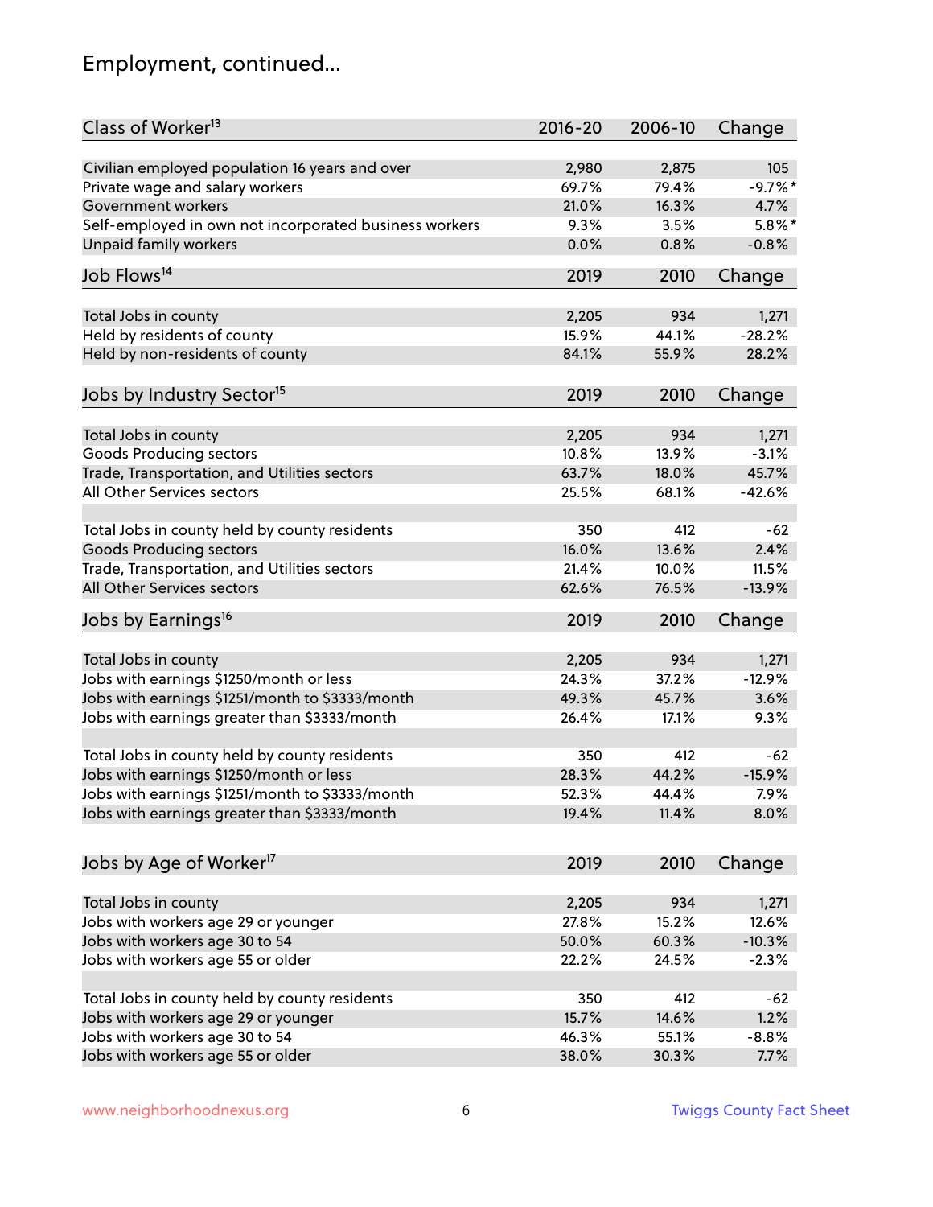# Employment, continued...

| Class of Worker[13] | 2016-20 | 2006-10 | Change |
|---|---|---|---|
| Civilian employed population 16 years and over | 2,980 | 2,875 | 105 |
| Private wage and salary workers | 69.7% | 79.4% | -9.7%* |
| Government workers | 21.0% | 16.3% | 4.7% |
| Self-employed in own not incorporated business workers | 9.3% | 3.5% | 5.8%* |
| Unpaid family workers | 0.0% | 0.8% | -0.8% |

| Job Flows[14] | 2019 | 2010 | Change |
|---|---|---|---|
| Total Jobs in county | 2,205 | 934 | 1,271 |
| Held by residents of county | 15.9% | 44.1% | -28.2% |
| Held by non-residents of county | 84.1% | 55.9% | 28.2% |

| Jobs by Industry Sector[15] | 2019 | 2010 | Change |
|---|---|---|---|
| Total Jobs in county | 2,205 | 934 | 1,271 |
| Goods Producing sectors | 10.8% | 13.9% | -3.1% |
| Trade, Transportation, and Utilities sectors | 63.7% | 18.0% | 45.7% |
| All Other Services sectors | 25.5% | 68.1% | -42.6% |
| | | | |
| Total Jobs in county held by county residents | 350 | 412 | -62 |
| Goods Producing sectors | 16.0% | 13.6% | 2.4% |
| Trade, Transportation, and Utilities sectors | 21.4% | 10.0% | 11.5% |
| All Other Services sectors | 62.6% | 76.5% | -13.9% |

| Jobs by Earnings[16] | 2019 | 2010 | Change |
|---|---|---|---|
| Total Jobs in county | 2,205 | 934 | 1,271 |
| Jobs with earnings $1250/month or less | 24.3% | 37.2% | -12.9% |
| Jobs with earnings $1251/month to $3333/month | 49.3% | 45.7% | 3.6% |
| Jobs with earnings greater than $3333/month | 26.4% | 17.1% | 9.3% |
| | | | |
| Total Jobs in county held by county residents | 350 | 412 | -62 |
| Jobs with earnings $1250/month or less | 28.3% | 44.2% | -15.9% |
| Jobs with earnings $1251/month to $3333/month | 52.3% | 44.4% | 7.9% |
| Jobs with earnings greater than $3333/month | 19.4% | 11.4% | 8.0% |

| Jobs by Age of Worker[17] | 2019 | 2010 | Change |
|---|---|---|---|
| Total Jobs in county | 2,205 | 934 | 1,271 |
| Jobs with workers age 29 or younger | 27.8% | 15.2% | 12.6% |
| Jobs with workers age 30 to 54 | 50.0% | 60.3% | -10.3% |
| Jobs with workers age 55 or older | 22.2% | 24.5% | -2.3% |
| | | | |
| Total Jobs in county held by county residents | 350 | 412 | -62 |
| Jobs with workers age 29 or younger | 15.7% | 14.6% | 1.2% |
| Jobs with workers age 30 to 54 | 46.3% | 55.1% | -8.8% |
| Jobs with workers age 55 or older | 38.0% | 30.3% | 7.7% |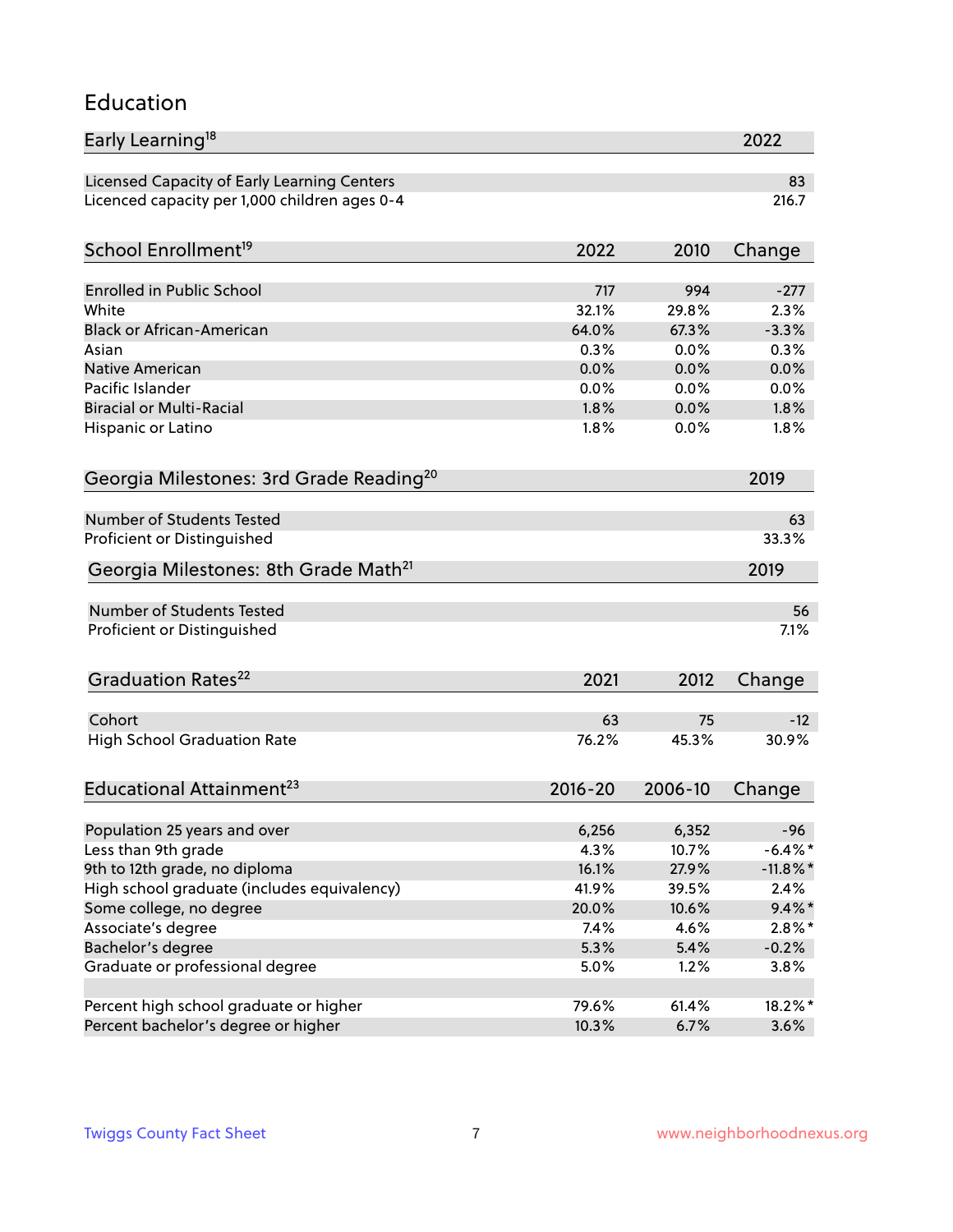## Education

| Early Learning[18] | 2022 |
|---|---|
| Licensed Capacity of Early Learning Centers | 83 |
| Licenced capacity per 1,000 children ages 0-4 | 216.7 |

| School Enrollment[19] | 2022 | 2010 | Change |
|---|---|---|---|
| Enrolled in Public School | 717 | 994 | -277 |
| White | 32.1% | 29.8% | 2.3% |
| Black or African-American | 64.0% | 67.3% | -3.3% |
| Asian | 0.3% | 0.0% | 0.3% |
| Native American | 0.0% | 0.0% | 0.0% |
| Pacific Islander | 0.0% | 0.0% | 0.0% |
| Biracial or Multi-Racial | 1.8% | 0.0% | 1.8% |
| Hispanic or Latino | 1.8% | 0.0% | 1.8% |

| Georgia Milestones: 3rd Grade Reading[20] | 2019 |
|---|---|
| Number of Students Tested | 63 |
| Proficient or Distinguished | 33.3% |

| Georgia Milestones: 8th Grade Math[21] | 2019 |
|---|---|
| Number of Students Tested | 56 |
| Proficient or Distinguished | 7.1% |

| Graduation Rates[22] | 2021 | 2012 | Change |
|---|---|---|---|
| Cohort | 63 | 75 | -12 |
| High School Graduation Rate | 76.2% | 45.3% | 30.9% |

| Educational Attainment[23] | 2016-20 | 2006-10 | Change |
|---|---|---|---|
| Population 25 years and over | 6,256 | 6,352 | -96 |
| Less than 9th grade | 4.3% | 10.7% | -6.4%* |
| 9th to 12th grade, no diploma | 16.1% | 27.9% | -11.8%* |
| High school graduate (includes equivalency) | 41.9% | 39.5% | 2.4% |
| Some college, no degree | 20.0% | 10.6% | 9.4%* |
| Associate's degree | 7.4% | 4.6% | 2.8%* |
| Bachelor's degree | 5.3% | 5.4% | -0.2% |
| Graduate or professional degree | 5.0% | 1.2% | 3.8% |
| | | | |
| Percent high school graduate or higher | 79.6% | 61.4% | 18.2%* |
| Percent bachelor's degree or higher | 10.3% | 6.7% | 3.6% |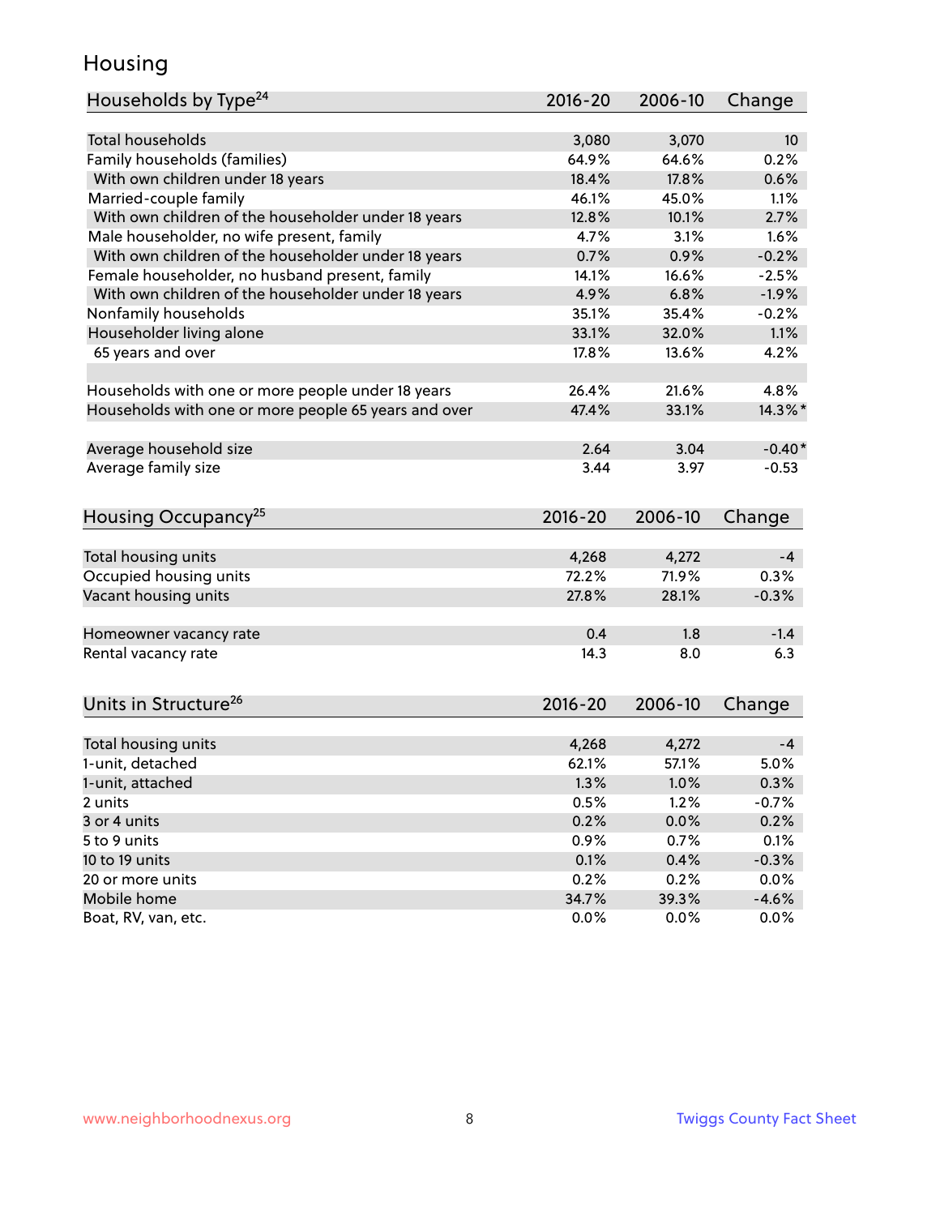## Housing

| Households by Type[24] | 2016-20 | 2006-10 | Change |
|---|---|---|---|
| Total households | 3,080 | 3,070 | 10 |
| Family households (families) | 64.9% | 64.6% | 0.2% |
| With own children under 18 years | 18.4% | 17.8% | 0.6% |
| Married-couple family | 46.1% | 45.0% | 1.1% |
| With own children of the householder under 18 years | 12.8% | 10.1% | 2.7% |
| Male householder, no wife present, family | 4.7% | 3.1% | 1.6% |
| With own children of the householder under 18 years | 0.7% | 0.9% | -0.2% |
| Female householder, no husband present, family | 14.1% | 16.6% | -2.5% |
| With own children of the householder under 18 years | 4.9% | 6.8% | -1.9% |
| Nonfamily households | 35.1% | 35.4% | -0.2% |
| Householder living alone | 33.1% | 32.0% | 1.1% |
| 65 years and over | 17.8% | 13.6% | 4.2% |
| | | | |
| Households with one or more people under 18 years | 26.4% | 21.6% | 4.8% |
| Households with one or more people 65 years and over | 47.4% | 33.1% | 14.3%* |
| | | | |
| Average household size | 2.64 | 3.04 | -0.40* |
| Average family size | 3.44 | 3.97 | -0.53 |

| Housing Occupancy[25] | 2016-20 | 2006-10 | Change |
|---|---|---|---|
| Total housing units | 4,268 | 4,272 | -4 |
| Occupied housing units | 72.2% | 71.9% | 0.3% |
| Vacant housing units | 27.8% | 28.1% | -0.3% |
| | | | |
| Homeowner vacancy rate | 0.4 | 1.8 | -1.4 |
| Rental vacancy rate | 14.3 | 8.0 | 6.3 |

| Units in Structure[26] | 2016-20 | 2006-10 | Change |
|---|---|---|---|
| Total housing units | 4,268 | 4,272 | -4 |
| 1-unit, detached | 62.1% | 57.1% | 5.0% |
| 1-unit, attached | 1.3% | 1.0% | 0.3% |
| 2 units | 0.5% | 1.2% | -0.7% |
| 3 or 4 units | 0.2% | 0.0% | 0.2% |
| 5 to 9 units | 0.9% | 0.7% | 0.1% |
| 10 to 19 units | 0.1% | 0.4% | -0.3% |
| 20 or more units | 0.2% | 0.2% | 0.0% |
| Mobile home | 34.7% | 39.3% | -4.6% |
| Boat, RV, van, etc. | 0.0% | 0.0% | 0.0% |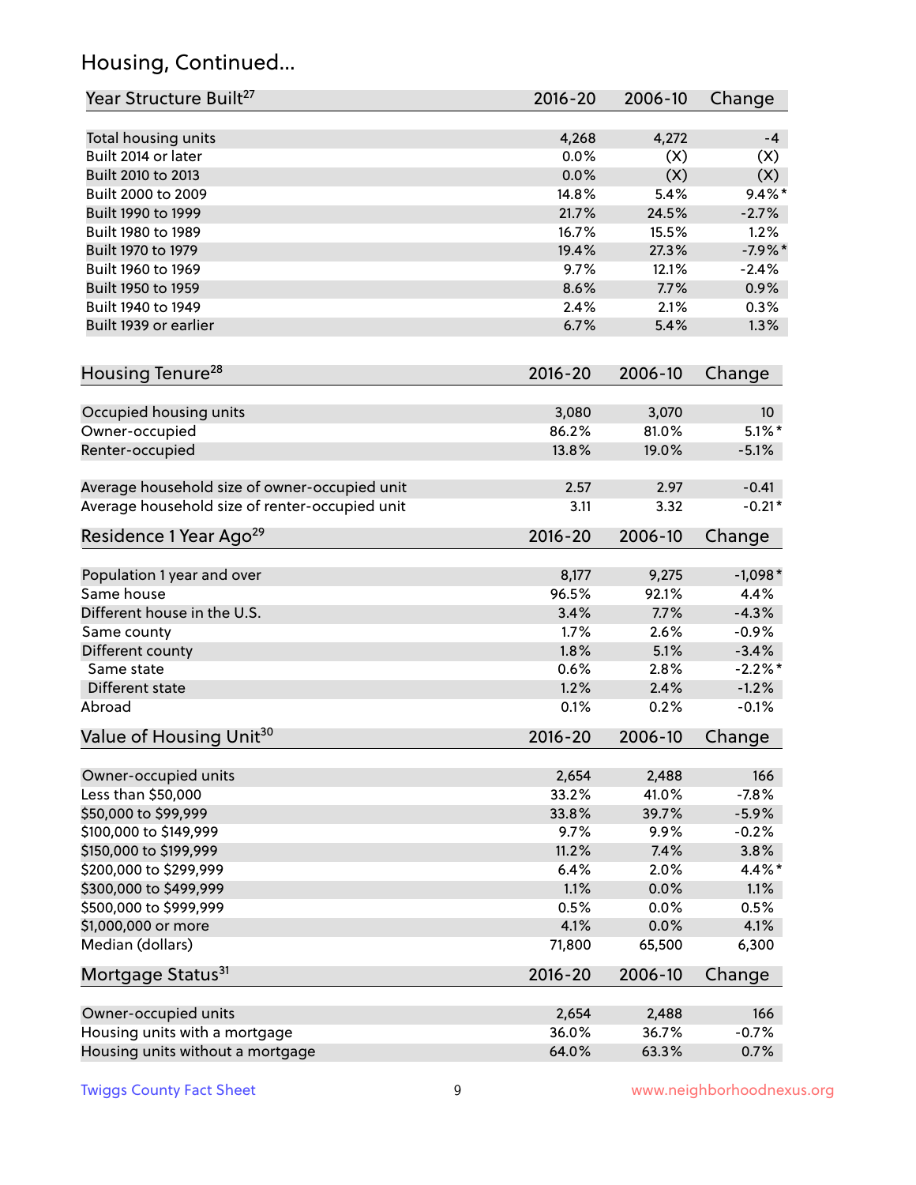## Housing, Continued...

| Year Structure Built[27] | 2016-20 | 2006-10 | Change |
|---|---|---|---|
| Total housing units | 4,268 | 4,272 | -4 |
| Built 2014 or later | 0.0% | (X) | (X) |
| Built 2010 to 2013 | 0.0% | (X) | (X) |
| Built 2000 to 2009 | 14.8% | 5.4% | 9.4%* |
| Built 1990 to 1999 | 21.7% | 24.5% | -2.7% |
| Built 1980 to 1989 | 16.7% | 15.5% | 1.2% |
| Built 1970 to 1979 | 19.4% | 27.3% | -7.9%* |
| Built 1960 to 1969 | 9.7% | 12.1% | -2.4% |
| Built 1950 to 1959 | 8.6% | 7.7% | 0.9% |
| Built 1940 to 1949 | 2.4% | 2.1% | 0.3% |
| Built 1939 or earlier | 6.7% | 5.4% | 1.3% |

| Housing Tenure[28] | 2016-20 | 2006-10 | Change |
|---|---|---|---|
| Occupied housing units | 3,080 | 3,070 | 10 |
| Owner-occupied | 86.2% | 81.0% | 5.1%* |
| Renter-occupied | 13.8% | 19.0% | -5.1% |
| Average household size of owner-occupied unit | 2.57 | 2.97 | -0.41 |
| Average household size of renter-occupied unit | 3.11 | 3.32 | -0.21* |

| Residence 1 Year Ago[29] | 2016-20 | 2006-10 | Change |
|---|---|---|---|
| Population 1 year and over | 8,177 | 9,275 | -1,098* |
| Same house | 96.5% | 92.1% | 4.4% |
| Different house in the U.S. | 3.4% | 7.7% | -4.3% |
| Same county | 1.7% | 2.6% | -0.9% |
| Different county | 1.8% | 5.1% | -3.4% |
| Same state | 0.6% | 2.8% | -2.2%* |
| Different state | 1.2% | 2.4% | -1.2% |
| Abroad | 0.1% | 0.2% | -0.1% |

| Value of Housing Unit[30] | 2016-20 | 2006-10 | Change |
|---|---|---|---|
| Owner-occupied units | 2,654 | 2,488 | 166 |
| Less than $50,000 | 33.2% | 41.0% | -7.8% |
| $50,000 to $99,999 | 33.8% | 39.7% | -5.9% |
| $100,000 to $149,999 | 9.7% | 9.9% | -0.2% |
| $150,000 to $199,999 | 11.2% | 7.4% | 3.8% |
| $200,000 to $299,999 | 6.4% | 2.0% | 4.4%* |
| $300,000 to $499,999 | 1.1% | 0.0% | 1.1% |
| $500,000 to $999,999 | 0.5% | 0.0% | 0.5% |
| $1,000,000 or more | 4.1% | 0.0% | 4.1% |
| Median (dollars) | 71,800 | 65,500 | 6,300 |

| Mortgage Status[31] | 2016-20 | 2006-10 | Change |
|---|---|---|---|
| Owner-occupied units | 2,654 | 2,488 | 166 |
| Housing units with a mortgage | 36.0% | 36.7% | -0.7% |
| Housing units without a mortgage | 64.0% | 63.3% | 0.7% |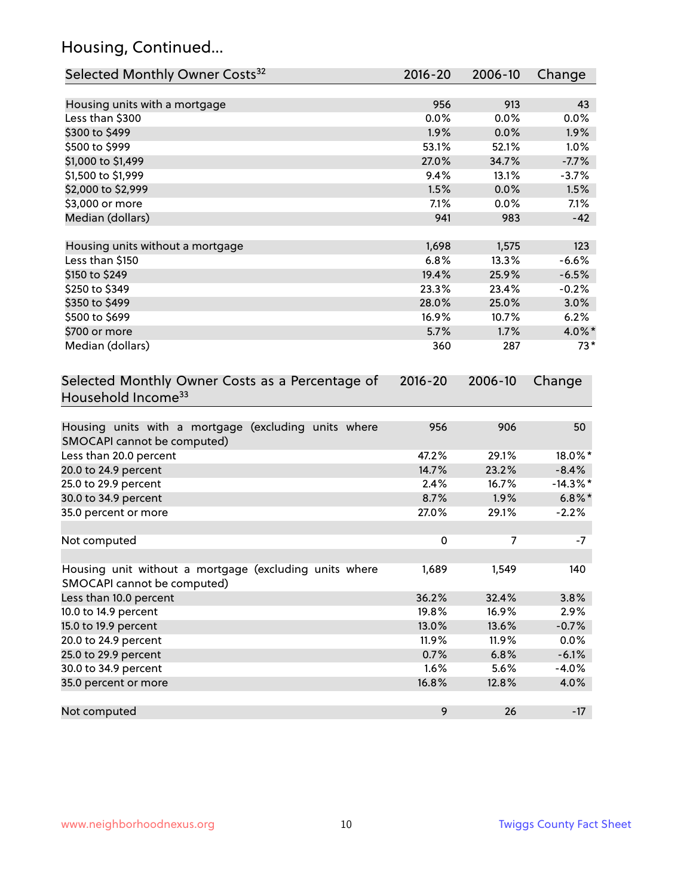## Housing, Continued...

| Selected Monthly Owner Costs[32] | 2016-20 | 2006-10 | Change |
|---|---|---|---|
| Housing units with a mortgage | 956 | 913 | 43 |
| Less than $300 | 0.0% | 0.0% | 0.0% |
| $300 to $499 | 1.9% | 0.0% | 1.9% |
| $500 to $999 | 53.1% | 52.1% | 1.0% |
| $1,000 to $1,499 | 27.0% | 34.7% | -7.7% |
| $1,500 to $1,999 | 9.4% | 13.1% | -3.7% |
| $2,000 to $2,999 | 1.5% | 0.0% | 1.5% |
| $3,000 or more | 7.1% | 0.0% | 7.1% |
| Median (dollars) | 941 | 983 | -42 |
| | | | |
| Housing units without a mortgage | 1,698 | 1,575 | 123 |
| Less than $150 | 6.8% | 13.3% | -6.6% |
| $150 to $249 | 19.4% | 25.9% | -6.5% |
| $250 to $349 | 23.3% | 23.4% | -0.2% |
| $350 to $499 | 28.0% | 25.0% | 3.0% |
| $500 to $699 | 16.9% | 10.7% | 6.2% |
| $700 or more | 5.7% | 1.7% | 4.0%* |
| Median (dollars) | 360 | 287 | 73* |

| Selected Monthly Owner Costs as a Percentage of Household Income[33] | 2016-20 | 2006-10 | Change |
|---|---|---|---|
| Housing units with a mortgage (excluding units where SMOCAPI cannot be computed) | 956 | 906 | 50 |
| Less than 20.0 percent | 47.2% | 29.1% | 18.0%* |
| 20.0 to 24.9 percent | 14.7% | 23.2% | -8.4% |
| 25.0 to 29.9 percent | 2.4% | 16.7% | -14.3%* |
| 30.0 to 34.9 percent | 8.7% | 1.9% | 6.8%* |
| 35.0 percent or more | 27.0% | 29.1% | -2.2% |
| | | | |
| Not computed | 0 | 7 | -7 |
| | | | |
| Housing unit without a mortgage (excluding units where SMOCAPI cannot be computed) | 1,689 | 1,549 | 140 |
| Less than 10.0 percent | 36.2% | 32.4% | 3.8% |
| 10.0 to 14.9 percent | 19.8% | 16.9% | 2.9% |
| 15.0 to 19.9 percent | 13.0% | 13.6% | -0.7% |
| 20.0 to 24.9 percent | 11.9% | 11.9% | 0.0% |
| 25.0 to 29.9 percent | 0.7% | 6.8% | -6.1% |
| 30.0 to 34.9 percent | 1.6% | 5.6% | -4.0% |
| 35.0 percent or more | 16.8% | 12.8% | 4.0% |
| | | | |
| Not computed | 9 | 26 | -17 |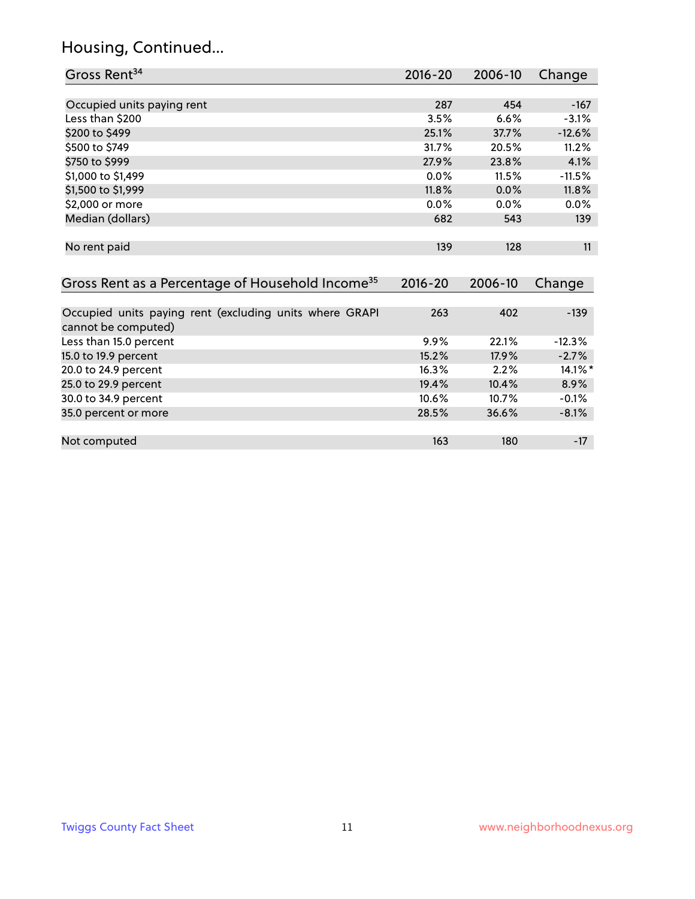## Housing, Continued...

| Gross Rent[34] | 2016-20 | 2006-10 | Change |
|---|---|---|---|
| Occupied units paying rent | 287 | 454 | -167 |
| Less than $200 | 3.5% | 6.6% | -3.1% |
| $200 to $499 | 25.1% | 37.7% | -12.6% |
| $500 to $749 | 31.7% | 20.5% | 11.2% |
| $750 to $999 | 27.9% | 23.8% | 4.1% |
| $1,000 to $1,499 | 0.0% | 11.5% | -11.5% |
| $1,500 to $1,999 | 11.8% | 0.0% | 11.8% |
| $2,000 or more | 0.0% | 0.0% | 0.0% |
| Median (dollars) | 682 | 543 | 139 |
| No rent paid | 139 | 128 | 11 |

| Gross Rent as a Percentage of Household Income[35] | 2016-20 | 2006-10 | Change |
|---|---|---|---|
| Occupied units paying rent (excluding units where GRAPI cannot be computed) | 263 | 402 | -139 |
| Less than 15.0 percent | 9.9% | 22.1% | -12.3% |
| 15.0 to 19.9 percent | 15.2% | 17.9% | -2.7% |
| 20.0 to 24.9 percent | 16.3% | 2.2% | 14.1%* |
| 25.0 to 29.9 percent | 19.4% | 10.4% | 8.9% |
| 30.0 to 34.9 percent | 10.6% | 10.7% | -0.1% |
| 35.0 percent or more | 28.5% | 36.6% | -8.1% |
| Not computed | 163 | 180 | -17 |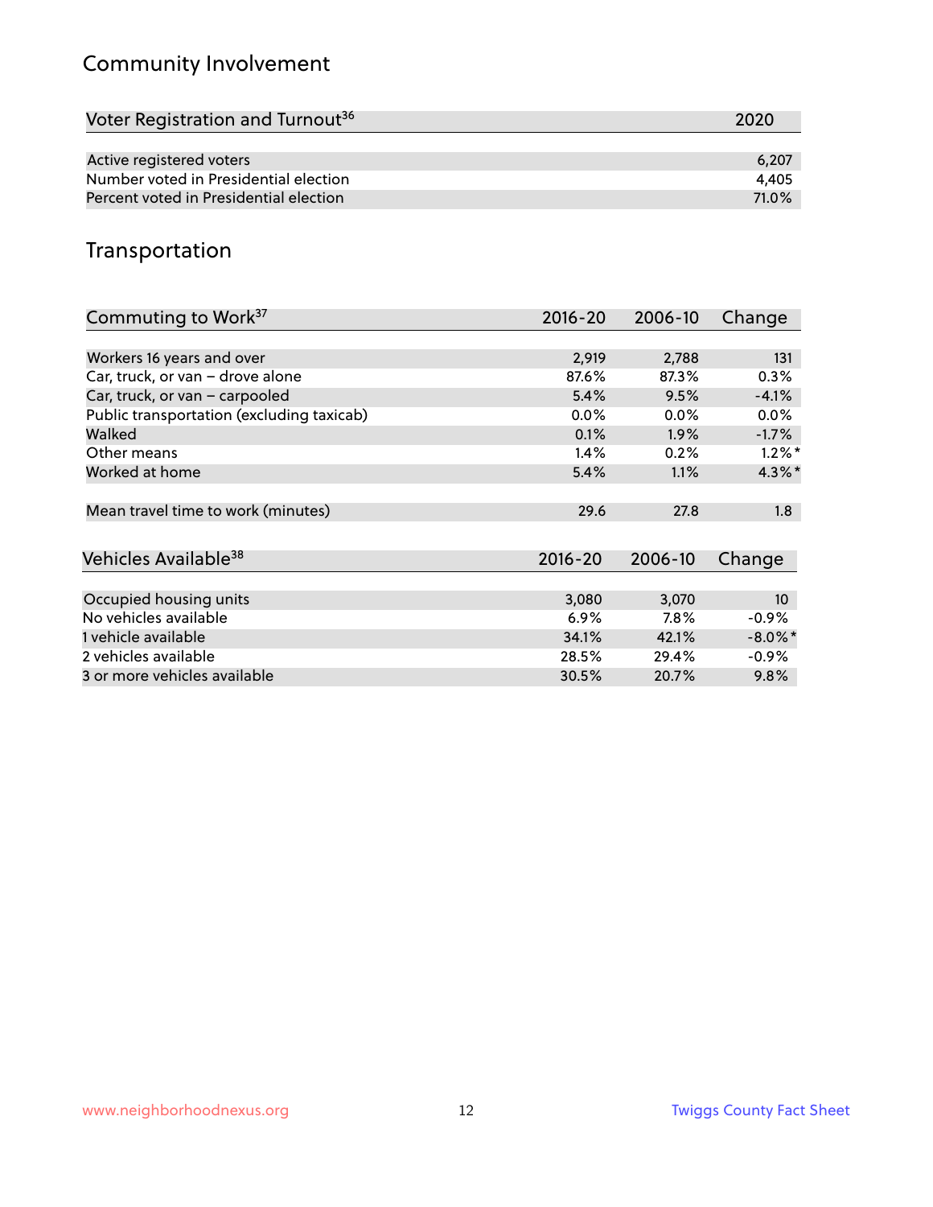## Community Involvement

| Voter Registration and Turnout[36] | 2020 |
|---|---|
| Active registered voters | 6,207 |
| Number voted in Presidential election | 4,405 |
| Percent voted in Presidential election | 71.0% |

## Transportation

| Commuting to Work[37] | 2016-20 | 2006-10 | Change |
|---|---|---|---|
| Workers 16 years and over | 2,919 | 2,788 | 131 |
| Car, truck, or van – drove alone | 87.6% | 87.3% | 0.3% |
| Car, truck, or van – carpooled | 5.4% | 9.5% | -4.1% |
| Public transportation (excluding taxicab) | 0.0% | 0.0% | 0.0% |
| Walked | 0.1% | 1.9% | -1.7% |
| Other means | 1.4% | 0.2% | 1.2%* |
| Worked at home | 5.4% | 1.1% | 4.3%* |
| Mean travel time to work (minutes) | 29.6 | 27.8 | 1.8 |

| Vehicles Available[38] | 2016-20 | 2006-10 | Change |
|---|---|---|---|
| Occupied housing units | 3,080 | 3,070 | 10 |
| No vehicles available | 6.9% | 7.8% | -0.9% |
| 1 vehicle available | 34.1% | 42.1% | -8.0%* |
| 2 vehicles available | 28.5% | 29.4% | -0.9% |
| 3 or more vehicles available | 30.5% | 20.7% | 9.8% |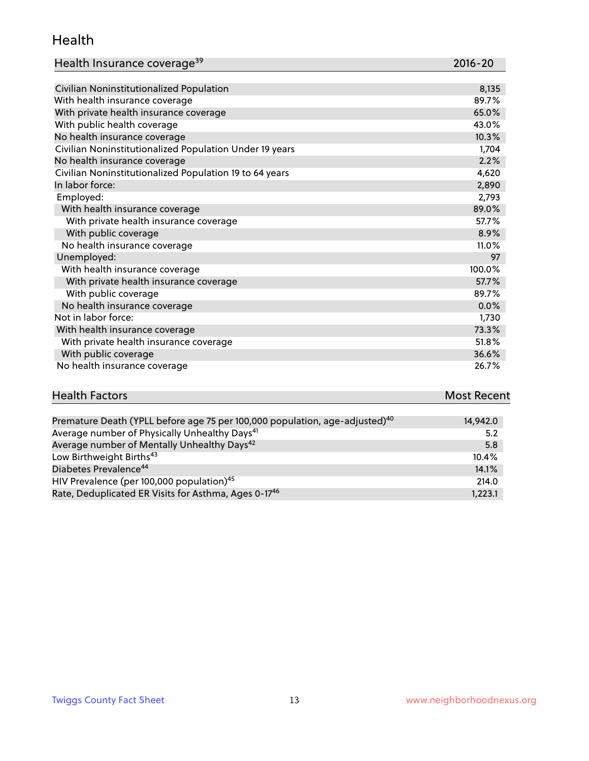# Health

| Health Insurance coverage[39] | 2016-20 |
| --- | --- |
| Civilian Noninstitutionalized Population | 8,135 |
| With health insurance coverage | 89.7% |
| With private health insurance coverage | 65.0% |
| With public health coverage | 43.0% |
| No health insurance coverage | 10.3% |
| Civilian Noninstitutionalized Population Under 19 years | 1,704 |
| No health insurance coverage | 2.2% |
| Civilian Noninstitutionalized Population 19 to 64 years | 4,620 |
| In labor force: | 2,890 |
| Employed: | 2,793 |
| With health insurance coverage | 89.0% |
| With private health insurance coverage | 57.7% |
| With public coverage | 8.9% |
| No health insurance coverage | 11.0% |
| Unemployed: | 97 |
| With health insurance coverage | 100.0% |
| With private health insurance coverage | 57.7% |
| With public coverage | 89.7% |
| No health insurance coverage | 0.0% |
| Not in labor force: | 1,730 |
| With health insurance coverage | 73.3% |
| With private health insurance coverage | 51.8% |
| With public coverage | 36.6% |
| No health insurance coverage | 26.7% |

| Health Factors | Most Recent |
| --- | --- |
| Premature Death (YPLL before age 75 per 100,000 population, age-adjusted)[40] | 14,942.0 |
| Average number of Physically Unhealthy Days[41] | 5.2 |
| Average number of Mentally Unhealthy Days[42] | 5.8 |
| Low Birthweight Births[43] | 10.4% |
| Diabetes Prevalence[44] | 14.1% |
| HIV Prevalence (per 100,000 population)[45] | 214.0 |
| Rate, Deduplicated ER Visits for Asthma, Ages 0-17[46] | 1,223.1 |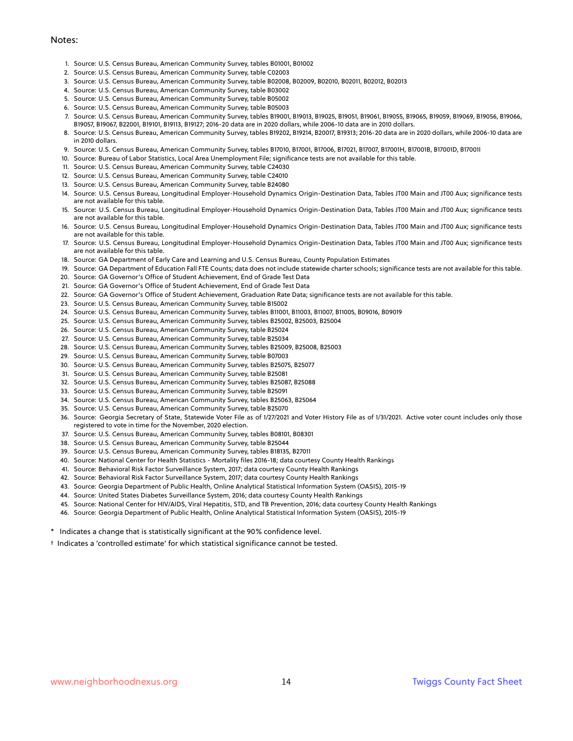Notes:

1. Source: U.S. Census Bureau, American Community Survey, tables B01001, B01002
2. Source: U.S. Census Bureau, American Community Survey, table C02003
3. Source: U.S. Census Bureau, American Community Survey, table B02008, B02009, B02010, B02011, B02012, B02013
4. Source: U.S. Census Bureau, American Community Survey, table B03002
5. Source: U.S. Census Bureau, American Community Survey, table B05002
6. Source: U.S. Census Bureau, American Community Survey, table B05003
7. Source: U.S. Census Bureau, American Community Survey, tables B19001, B19013, B19025, B19051, B19061, B19055, B19065, B19059, B19069, B19056, B19066, B19057, B19067, B22001, B19101, B19113, B19127; 2016-20 data are in 2020 dollars, while 2006-10 data are in 2010 dollars.
8. Source: U.S. Census Bureau, American Community Survey, tables B19202, B19214, B20017, B19313; 2016-20 data are in 2020 dollars, while 2006-10 data are in 2010 dollars.
9. Source: U.S. Census Bureau, American Community Survey, tables B17010, B17001, B17006, B17021, B17007, B17001H, B17001B, B17001D, B17001I
10. Source: Bureau of Labor Statistics, Local Area Unemployment File; significance tests are not available for this table.
11. Source: U.S. Census Bureau, American Community Survey, table C24030
12. Source: U.S. Census Bureau, American Community Survey, table C24010
13. Source: U.S. Census Bureau, American Community Survey, table B24080
14. Source: U.S. Census Bureau, Longitudinal Employer-Household Dynamics Origin-Destination Data, Tables JT00 Main and JT00 Aux; significance tests are not available for this table.
15. Source: U.S. Census Bureau, Longitudinal Employer-Household Dynamics Origin-Destination Data, Tables JT00 Main and JT00 Aux; significance tests are not available for this table.
16. Source: U.S. Census Bureau, Longitudinal Employer-Household Dynamics Origin-Destination Data, Tables JT00 Main and JT00 Aux; significance tests are not available for this table.
17. Source: U.S. Census Bureau, Longitudinal Employer-Household Dynamics Origin-Destination Data, Tables JT00 Main and JT00 Aux; significance tests are not available for this table.
18. Source: GA Department of Early Care and Learning and U.S. Census Bureau, County Population Estimates
19. Source: GA Department of Education Fall FTE Counts; data does not include statewide charter schools; significance tests are not available for this table.
20. Source: GA Governor's Office of Student Achievement, End of Grade Test Data
21. Source: GA Governor's Office of Student Achievement, End of Grade Test Data
22. Source: GA Governor's Office of Student Achievement, Graduation Rate Data; significance tests are not available for this table.
23. Source: U.S. Census Bureau, American Community Survey, table B15002
24. Source: U.S. Census Bureau, American Community Survey, tables B11001, B11003, B11007, B11005, B09016, B09019
25. Source: U.S. Census Bureau, American Community Survey, tables B25002, B25003, B25004
26. Source: U.S. Census Bureau, American Community Survey, table B25024
27. Source: U.S. Census Bureau, American Community Survey, table B25034
28. Source: U.S. Census Bureau, American Community Survey, tables B25009, B25008, B25003
29. Source: U.S. Census Bureau, American Community Survey, table B07003
30. Source: U.S. Census Bureau, American Community Survey, tables B25075, B25077
31. Source: U.S. Census Bureau, American Community Survey, table B25081
32. Source: U.S. Census Bureau, American Community Survey, tables B25087, B25088
33. Source: U.S. Census Bureau, American Community Survey, table B25091
34. Source: U.S. Census Bureau, American Community Survey, tables B25063, B25064
35. Source: U.S. Census Bureau, American Community Survey, table B25070
36. Source: Georgia Secretary of State, Statewide Voter File as of 1/27/2021 and Voter History File as of 1/31/2021. Active voter count includes only those registered to vote in time for the November, 2020 election.
37. Source: U.S. Census Bureau, American Community Survey, tables B08101, B08301
38. Source: U.S. Census Bureau, American Community Survey, table B25044
39. Source: U.S. Census Bureau, American Community Survey, tables B18135, B27011
40. Source: National Center for Health Statistics - Mortality files 2016-18; data courtesy County Health Rankings
41. Source: Behavioral Risk Factor Surveillance System, 2017; data courtesy County Health Rankings
42. Source: Behavioral Risk Factor Surveillance System, 2017; data courtesy County Health Rankings
43. Source: Georgia Department of Public Health, Online Analytical Statistical Information System (OASIS), 2015-19
44. Source: United States Diabetes Surveillance System, 2016; data courtesy County Health Rankings
45. Source: National Center for HIV/AIDS, Viral Hepatitis, STD, and TB Prevention, 2016; data courtesy County Health Rankings
46. Source: Georgia Department of Public Health, Online Analytical Statistical Information System (OASIS), 2015-19

\* Indicates a change that is statistically significant at the 90% confidence level.

† Indicates a 'controlled estimate' for which statistical significance cannot be tested.